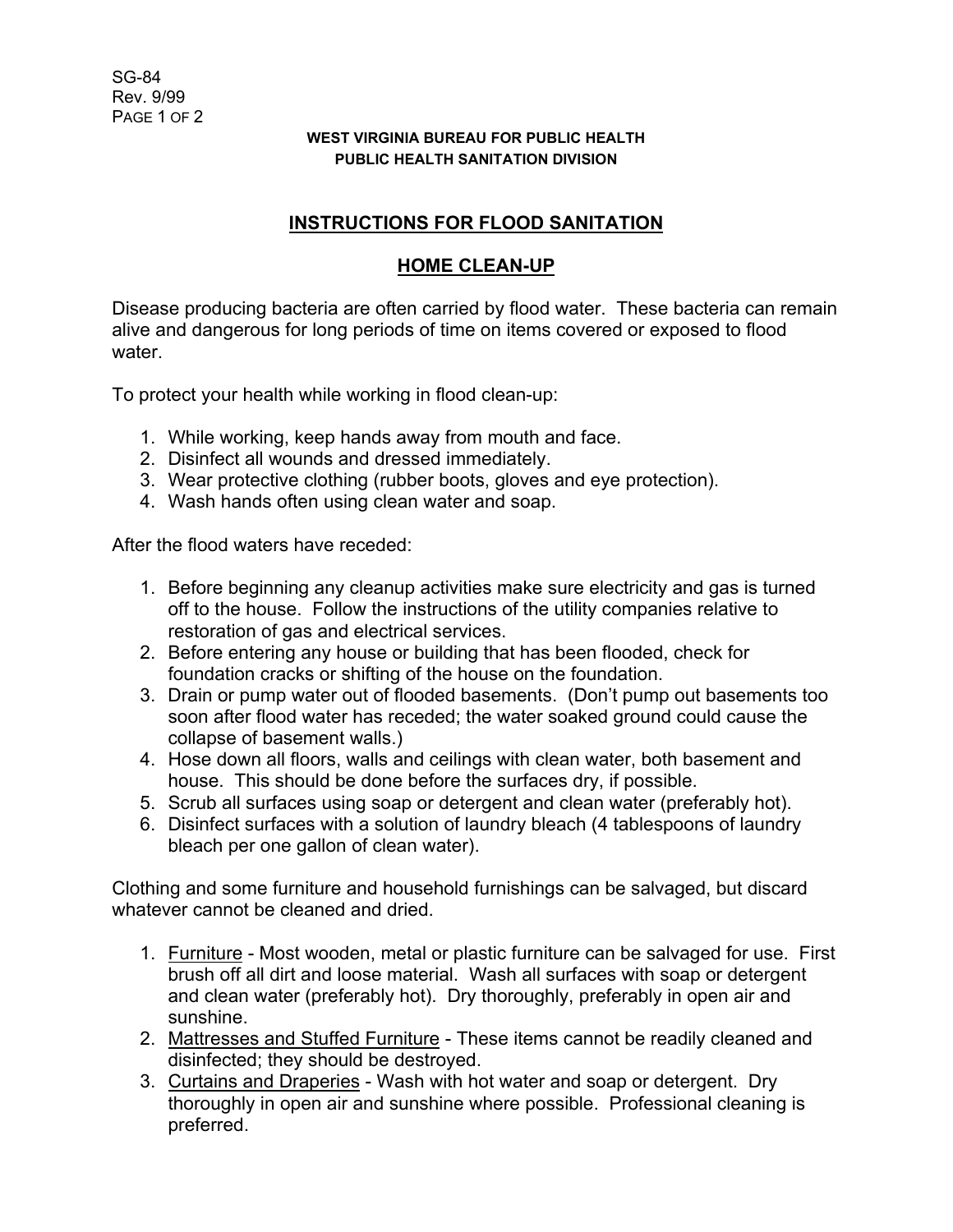SG-84
Rev. 9/99

**WEST VIRGINIA BUREAU FOR PUBLIC HEALTH**
**PUBLIC HEALTH SANITATION DIVISION**

# INSTRUCTIONS FOR FLOOD SANITATION

## HOME CLEAN-UP

Disease producing bacteria are often carried by flood water. These bacteria can remain alive and dangerous for long periods of time on items covered or exposed to flood water.

To protect your health while working in flood clean-up:

1. While working, keep hands away from mouth and face.
2. Disinfect all wounds and dressed immediately.
3. Wear protective clothing (rubber boots, gloves and eye protection).
4. Wash hands often using clean water and soap.

After the flood waters have receded:

1. Before beginning any cleanup activities make sure electricity and gas is turned off to the house. Follow the instructions of the utility companies relative to restoration of gas and electrical services.
2. Before entering any house or building that has been flooded, check for foundation cracks or shifting of the house on the foundation.
3. Drain or pump water out of flooded basements. (Don't pump out basements too soon after flood water has receded; the water soaked ground could cause the collapse of basement walls.)
4. Hose down all floors, walls and ceilings with clean water, both basement and house. This should be done before the surfaces dry, if possible.
5. Scrub all surfaces using soap or detergent and clean water (preferably hot).
6. Disinfect surfaces with a solution of laundry bleach (4 tablespoons of laundry bleach per one gallon of clean water).

Clothing and some furniture and household furnishings can be salvaged, but discard whatever cannot be cleaned and dried.

1. Furniture - Most wooden, metal or plastic furniture can be salvaged for use. First brush off all dirt and loose material. Wash all surfaces with soap or detergent and clean water (preferably hot). Dry thoroughly, preferably in open air and sunshine.
2. Mattresses and Stuffed Furniture - These items cannot be readily cleaned and disinfected; they should be destroyed.
3. Curtains and Draperies - Wash with hot water and soap or detergent. Dry thoroughly in open air and sunshine where possible. Professional cleaning is preferred.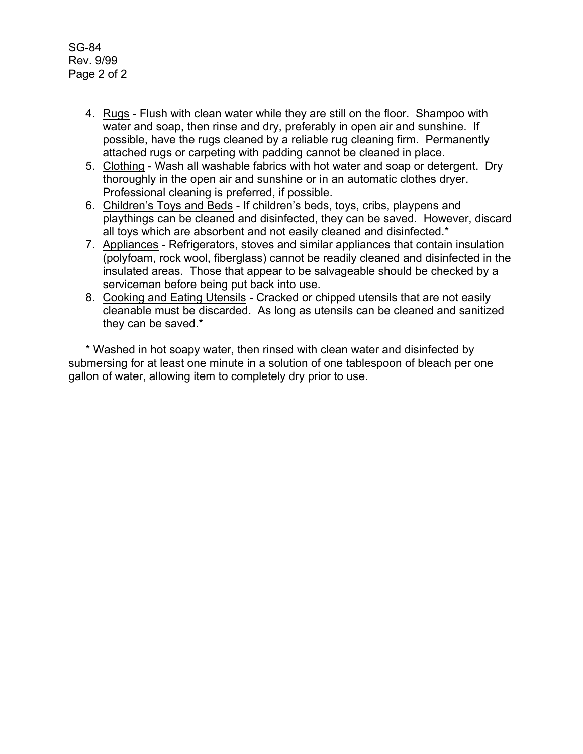4. <u>Rugs</u> - Flush with clean water while they are still on the floor. Shampoo with water and soap, then rinse and dry, preferably in open air and sunshine. If possible, have the rugs cleaned by a reliable rug cleaning firm. Permanently attached rugs or carpeting with padding cannot be cleaned in place.
5. <u>Clothing</u> - Wash all washable fabrics with hot water and soap or detergent. Dry thoroughly in the open air and sunshine or in an automatic clothes dryer. Professional cleaning is preferred, if possible.
6. <u>Children's Toys and Beds</u> - If children's beds, toys, cribs, playpens and playthings can be cleaned and disinfected, they can be saved. However, discard all toys which are absorbent and not easily cleaned and disinfected.*
7. <u>Appliances</u> - Refrigerators, stoves and similar appliances that contain insulation (polyfoam, rock wool, fiberglass) cannot be readily cleaned and disinfected in the insulated areas. Those that appear to be salvageable should be checked by a serviceman before being put back into use.
8. <u>Cooking and Eating Utensils</u> - Cracked or chipped utensils that are not easily cleanable must be discarded. As long as utensils can be cleaned and sanitized they can be saved.*

\* Washed in hot soapy water, then rinsed with clean water and disinfected by submersing for at least one minute in a solution of one tablespoon of bleach per one gallon of water, allowing item to completely dry prior to use.